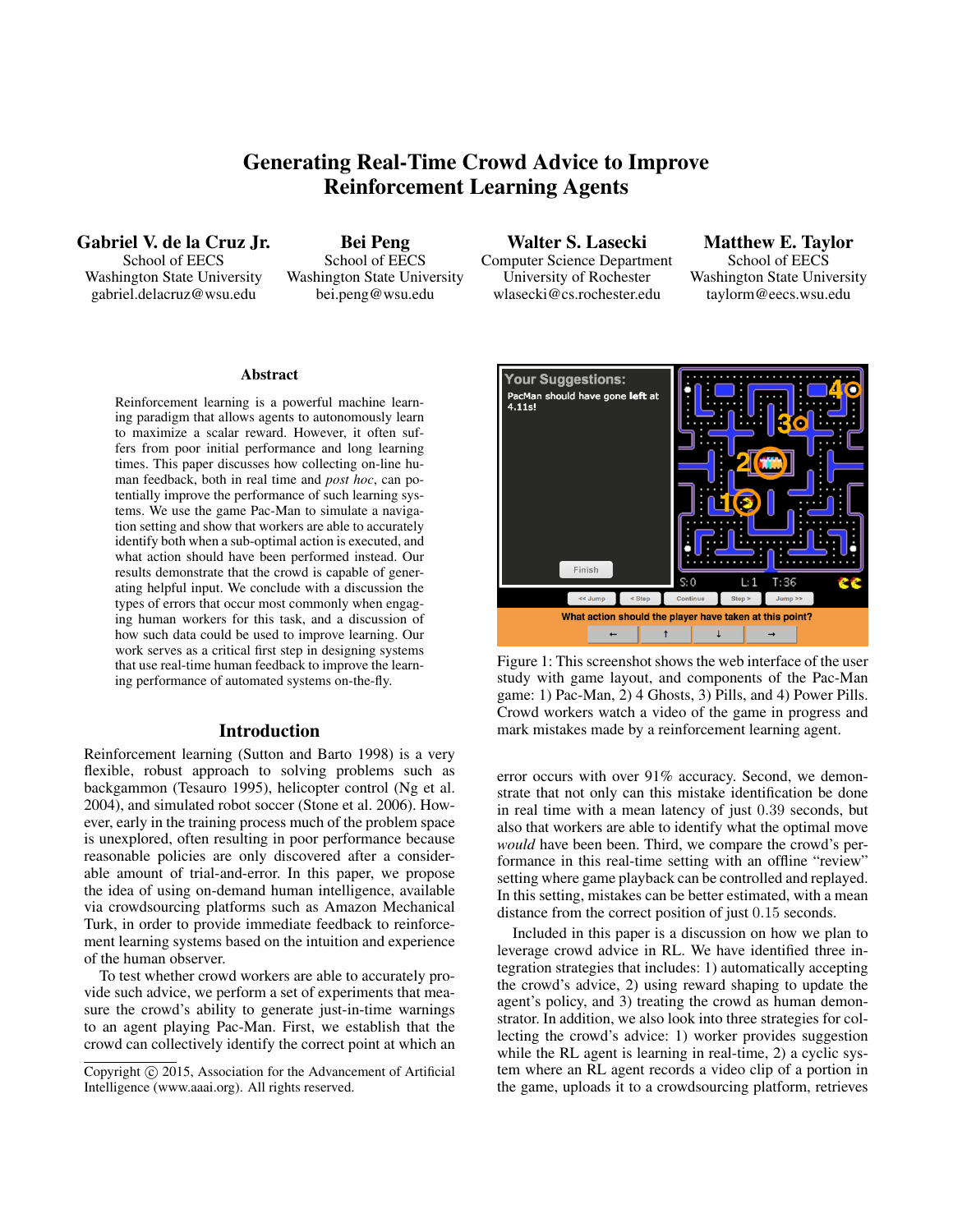# Generating Real-Time Crowd Advice to Improve Reinforcement Learning Agents

**Gabriel V. de la Cruz Jr.**
School of EECS
Washington State University
gabriel.delacruz@wsu.edu

**Bei Peng**
School of EECS
Washington State University
bei.peng@wsu.edu

**Walter S. Lasecki**
Computer Science Department
University of Rochester
wlasecki@cs.rochester.edu

**Matthew E. Taylor**
School of EECS
Washington State University
taylorm@eecs.wsu.edu

### Abstract

Reinforcement learning is a powerful machine learning paradigm that allows agents to autonomously learn to maximize a scalar reward. However, it often suffers from poor initial performance and long learning times. This paper discusses how collecting on-line human feedback, both in real time and *post hoc*, can potentially improve the performance of such learning systems. We use the game Pac-Man to simulate a navigation setting and show that workers are able to accurately identify both when a sub-optimal action is executed, and what action should have been performed instead. Our results demonstrate that the crowd is capable of generating helpful input. We conclude with a discussion the types of errors that occur most commonly when engaging human workers for this task, and a discussion of how such data could be used to improve learning. Our work serves as a critical first step in designing systems that use real-time human feedback to improve the learning performance of automated systems on-the-fly.

## Introduction

Reinforcement learning (Sutton and Barto 1998) is a very flexible, robust approach to solving problems such as backgammon (Tesauro 1995), helicopter control (Ng et al. 2004), and simulated robot soccer (Stone et al. 2006). However, early in the training process much of the problem space is unexplored, often resulting in poor performance because reasonable policies are only discovered after a considerable amount of trial-and-error. In this paper, we propose the idea of using on-demand human intelligence, available via crowdsourcing platforms such as Amazon Mechanical Turk, in order to provide immediate feedback to reinforcement learning systems based on the intuition and experience of the human observer.

To test whether crowd workers are able to accurately provide such advice, we perform a set of experiments that measure the crowd's ability to generate just-in-time warnings to an agent playing Pac-Man. First, we establish that the crowd can collectively identify the correct point at which an error occurs with over 91% accuracy. Second, we demonstrate that not only can this mistake identification be done in real time with a mean latency of just 0.39 seconds, but also that workers are able to identify what the optimal move *would* have been been. Third, we compare the crowd's performance in this real-time setting with an offline "review" setting where game playback can be controlled and replayed. In this setting, mistakes can be better estimated, with a mean distance from the correct position of just 0.15 seconds.

Figure 1: This screenshot shows the web interface of the user study with game layout, and components of the Pac-Man game: 1) Pac-Man, 2) 4 Ghosts, 3) Pills, and 4) Power Pills. Crowd workers watch a video of the game in progress and mark mistakes made by a reinforcement learning agent.

Included in this paper is a discussion on how we plan to leverage crowd advice in RL. We have identified three integration strategies that includes: 1) automatically accepting the crowd's advice, 2) using reward shaping to update the agent's policy, and 3) treating the crowd as human demonstrator. In addition, we also look into three strategies for collecting the crowd's advice: 1) worker provides suggestion while the RL agent is learning in real-time, 2) a cyclic system where an RL agent records a video clip of a portion in the game, uploads it to a crowdsourcing platform, retrieves

Copyright © 2015, Association for the Advancement of Artificial Intelligence (www.aaai.org). All rights reserved.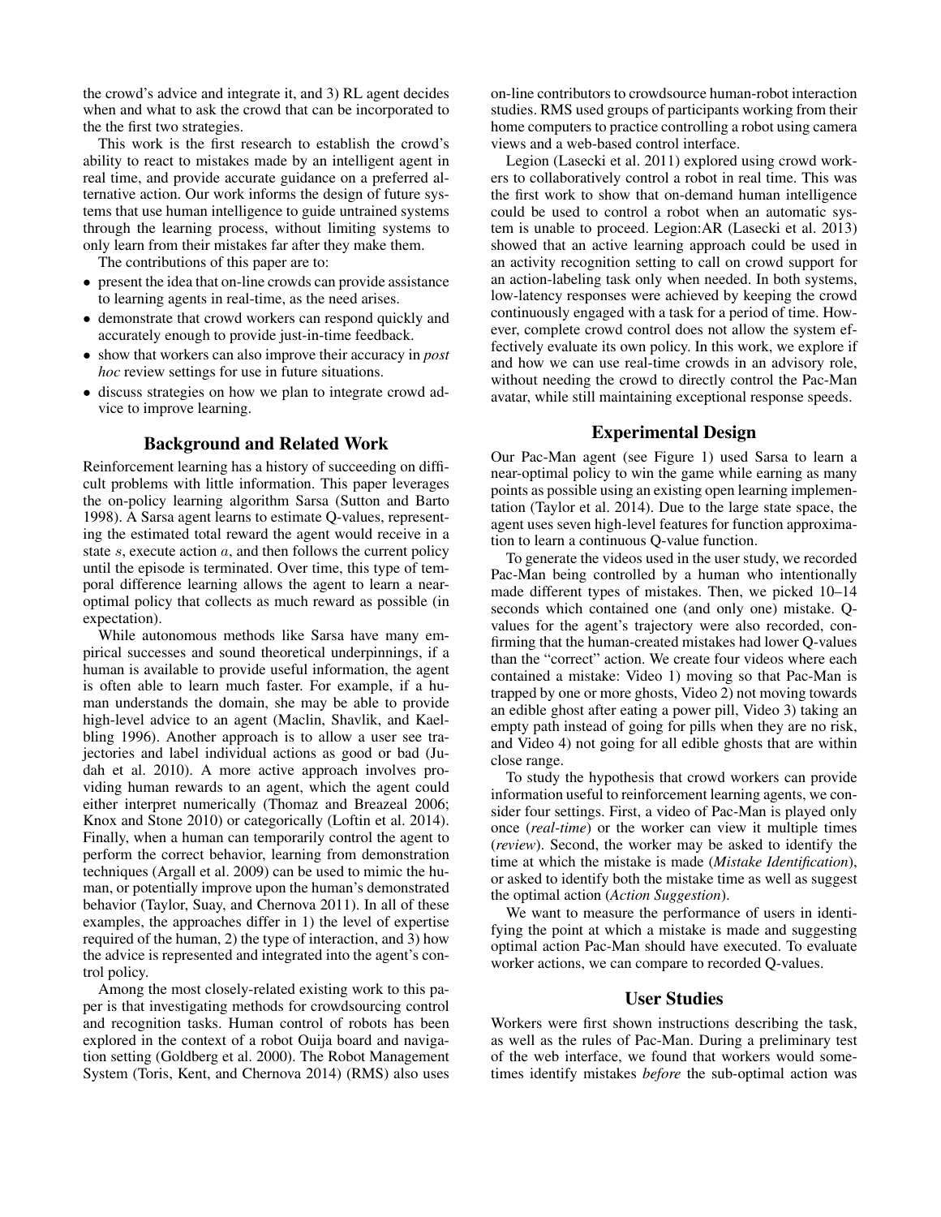the crowd's advice and integrate it, and 3) RL agent decides when and what to ask the crowd that can be incorporated to the the first two strategies.

This work is the first research to establish the crowd's ability to react to mistakes made by an intelligent agent in real time, and provide accurate guidance on a preferred alternative action. Our work informs the design of future systems that use human intelligence to guide untrained systems through the learning process, without limiting systems to only learn from their mistakes far after they make them.

The contributions of this paper are to:

- present the idea that on-line crowds can provide assistance to learning agents in real-time, as the need arises.
- demonstrate that crowd workers can respond quickly and accurately enough to provide just-in-time feedback.
- show that workers can also improve their accuracy in *post hoc* review settings for use in future situations.
- discuss strategies on how we plan to integrate crowd advice to improve learning.

## Background and Related Work

Reinforcement learning has a history of succeeding on difficult problems with little information. This paper leverages the on-policy learning algorithm Sarsa (Sutton and Barto 1998). A Sarsa agent learns to estimate Q-values, representing the estimated total reward the agent would receive in a state $s$, execute action $a$, and then follows the current policy until the episode is terminated. Over time, this type of temporal difference learning allows the agent to learn a near-optimal policy that collects as much reward as possible (in expectation).

While autonomous methods like Sarsa have many empirical successes and sound theoretical underpinnings, if a human is available to provide useful information, the agent is often able to learn much faster. For example, if a human understands the domain, she may be able to provide high-level advice to an agent (Maclin, Shavlik, and Kaelbling 1996). Another approach is to allow a user see trajectories and label individual actions as good or bad (Judah et al. 2010). A more active approach involves providing human rewards to an agent, which the agent could either interpret numerically (Thomaz and Breazeal 2006; Knox and Stone 2010) or categorically (Loftin et al. 2014). Finally, when a human can temporarily control the agent to perform the correct behavior, learning from demonstration techniques (Argall et al. 2009) can be used to mimic the human, or potentially improve upon the human's demonstrated behavior (Taylor, Suay, and Chernova 2011). In all of these examples, the approaches differ in 1) the level of expertise required of the human, 2) the type of interaction, and 3) how the advice is represented and integrated into the agent's control policy.

Among the most closely-related existing work to this paper is that investigating methods for crowdsourcing control and recognition tasks. Human control of robots has been explored in the context of a robot Ouija board and navigation setting (Goldberg et al. 2000). The Robot Management System (Toris, Kent, and Chernova 2014) (RMS) also uses on-line contributors to crowdsource human-robot interaction studies. RMS used groups of participants working from their home computers to practice controlling a robot using camera views and a web-based control interface.

Legion (Lasecki et al. 2011) explored using crowd workers to collaboratively control a robot in real time. This was the first work to show that on-demand human intelligence could be used to control a robot when an automatic system is unable to proceed. Legion:AR (Lasecki et al. 2013) showed that an active learning approach could be used in an activity recognition setting to call on crowd support for an action-labeling task only when needed. In both systems, low-latency responses were achieved by keeping the crowd continuously engaged with a task for a period of time. However, complete crowd control does not allow the system effectively evaluate its own policy. In this work, we explore if and how we can use real-time crowds in an advisory role, without needing the crowd to directly control the Pac-Man avatar, while still maintaining exceptional response speeds.

## Experimental Design

Our Pac-Man agent (see Figure 1) used Sarsa to learn a near-optimal policy to win the game while earning as many points as possible using an existing open learning implementation (Taylor et al. 2014). Due to the large state space, the agent uses seven high-level features for function approximation to learn a continuous Q-value function.

To generate the videos used in the user study, we recorded Pac-Man being controlled by a human who intentionally made different types of mistakes. Then, we picked 10–14 seconds which contained one (and only one) mistake. Q-values for the agent's trajectory were also recorded, confirming that the human-created mistakes had lower Q-values than the "correct" action. We create four videos where each contained a mistake: Video 1) moving so that Pac-Man is trapped by one or more ghosts, Video 2) not moving towards an edible ghost after eating a power pill, Video 3) taking an empty path instead of going for pills when they are no risk, and Video 4) not going for all edible ghosts that are within close range.

To study the hypothesis that crowd workers can provide information useful to reinforcement learning agents, we consider four settings. First, a video of Pac-Man is played only once (*real-time*) or the worker can view it multiple times (*review*). Second, the worker may be asked to identify the time at which the mistake is made (*Mistake Identification*), or asked to identify both the mistake time as well as suggest the optimal action (*Action Suggestion*).

We want to measure the performance of users in identifying the point at which a mistake is made and suggesting optimal action Pac-Man should have executed. To evaluate worker actions, we can compare to recorded Q-values.

## User Studies

Workers were first shown instructions describing the task, as well as the rules of Pac-Man. During a preliminary test of the web interface, we found that workers would sometimes identify mistakes *before* the sub-optimal action was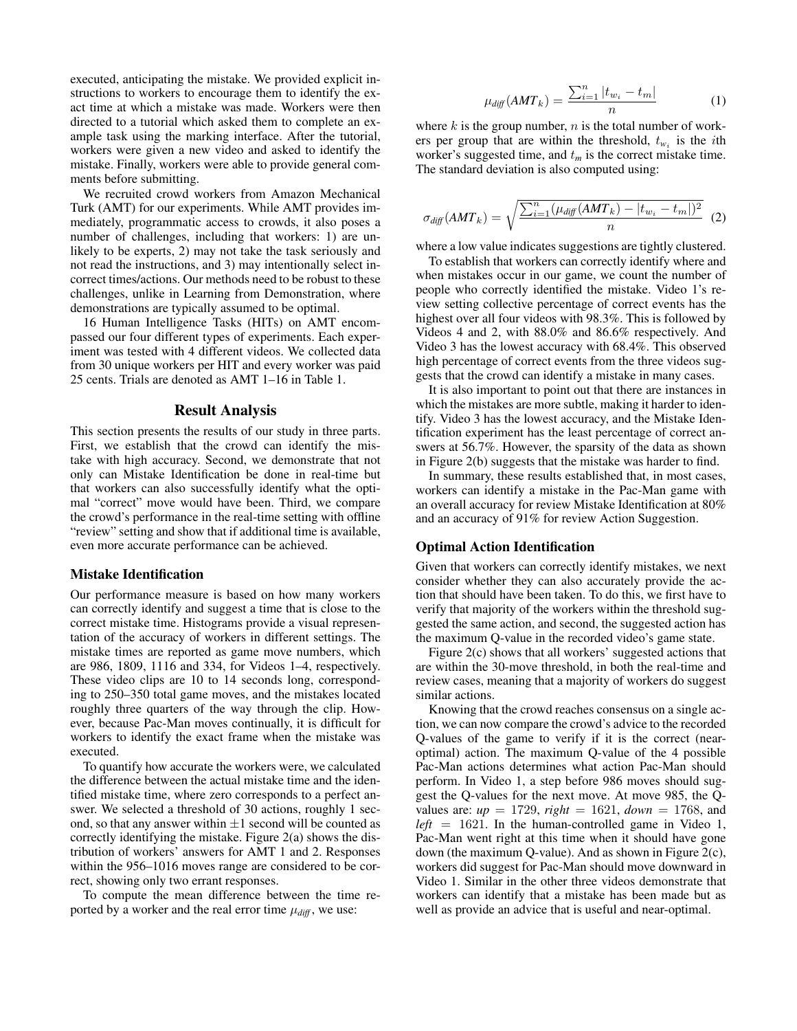executed, anticipating the mistake. We provided explicit instructions to workers to encourage them to identify the exact time at which a mistake was made. Workers were then directed to a tutorial which asked them to complete an example task using the marking interface. After the tutorial, workers were given a new video and asked to identify the mistake. Finally, workers were able to provide general comments before submitting.

We recruited crowd workers from Amazon Mechanical Turk (AMT) for our experiments. While AMT provides immediately, programmatic access to crowds, it also poses a number of challenges, including that workers: 1) are unlikely to be experts, 2) may not take the task seriously and not read the instructions, and 3) may intentionally select incorrect times/actions. Our methods need to be robust to these challenges, unlike in Learning from Demonstration, where demonstrations are typically assumed to be optimal.

16 Human Intelligence Tasks (HITs) on AMT encompassed our four different types of experiments. Each experiment was tested with 4 different videos. We collected data from 30 unique workers per HIT and every worker was paid 25 cents. Trials are denoted as AMT 1–16 in Table 1.

## Result Analysis

This section presents the results of our study in three parts. First, we establish that the crowd can identify the mistake with high accuracy. Second, we demonstrate that not only can Mistake Identification be done in real-time but that workers can also successfully identify what the optimal "correct" move would have been. Third, we compare the crowd's performance in the real-time setting with offline "review" setting and show that if additional time is available, even more accurate performance can be achieved.

### Mistake Identification

Our performance measure is based on how many workers can correctly identify and suggest a time that is close to the correct mistake time. Histograms provide a visual representation of the accuracy of workers in different settings. The mistake times are reported as game move numbers, which are 986, 1809, 1116 and 334, for Videos 1–4, respectively. These video clips are 10 to 14 seconds long, corresponding to 250–350 total game moves, and the mistakes located roughly three quarters of the way through the clip. However, because Pac-Man moves continually, it is difficult for workers to identify the exact frame when the mistake was executed.

To quantify how accurate the workers were, we calculated the difference between the actual mistake time and the identified mistake time, where zero corresponds to a perfect answer. We selected a threshold of 30 actions, roughly 1 second, so that any answer within $\pm 1$ second will be counted as correctly identifying the mistake. Figure 2(a) shows the distribution of workers' answers for AMT 1 and 2. Responses within the 956–1016 moves range are considered to be correct, showing only two errant responses.

To compute the mean difference between the time reported by a worker and the real error time $\mu_{diff}$, we use:

$$\mu_{diff}(AMT_k) = \frac{\sum_{i=1}^{n} |t_{w_i} - t_m|}{n} \quad (1)$$

where $k$ is the group number, $n$ is the total number of workers per group that are within the threshold, $t_{w_i}$ is the $i$th worker's suggested time, and $t_m$ is the correct mistake time. The standard deviation is also computed using:

$$\sigma_{diff}(AMT_k) = \sqrt{\frac{\sum_{i=1}^{n} (\mu_{diff}(AMT_k) - |t_{w_i} - t_m|)^2}{n}} \quad (2)$$

where a low value indicates suggestions are tightly clustered.

To establish that workers can correctly identify where and when mistakes occur in our game, we count the number of people who correctly identified the mistake. Video 1's review setting collective percentage of correct events has the highest over all four videos with 98.3%. This is followed by Videos 4 and 2, with 88.0% and 86.6% respectively. And Video 3 has the lowest accuracy with 68.4%. This observed high percentage of correct events from the three videos suggests that the crowd can identify a mistake in many cases.

It is also important to point out that there are instances in which the mistakes are more subtle, making it harder to identify. Video 3 has the lowest accuracy, and the Mistake Identification experiment has the least percentage of correct answers at 56.7%. However, the sparsity of the data as shown in Figure 2(b) suggests that the mistake was harder to find.

In summary, these results established that, in most cases, workers can identify a mistake in the Pac-Man game with an overall accuracy for review Mistake Identification at 80% and an accuracy of 91% for review Action Suggestion.

### Optimal Action Identification

Given that workers can correctly identify mistakes, we next consider whether they can also accurately provide the action that should have been taken. To do this, we first have to verify that majority of the workers within the threshold suggested the same action, and second, the suggested action has the maximum Q-value in the recorded video's game state.

Figure 2(c) shows that all workers' suggested actions that are within the 30-move threshold, in both the real-time and review cases, meaning that a majority of workers do suggest similar actions.

Knowing that the crowd reaches consensus on a single action, we can now compare the crowd's advice to the recorded Q-values of the game to verify if it is the correct (near-optimal) action. The maximum Q-value of the 4 possible Pac-Man actions determines what action Pac-Man should perform. In Video 1, a step before 986 moves should suggest the Q-values for the next move. At move 985, the Q-values are: *up* = 1729, *right* = 1621, *down* = 1768, and *left* = 1621. In the human-controlled game in Video 1, Pac-Man went right at this time when it should have gone down (the maximum Q-value). And as shown in Figure 2(c), workers did suggest for Pac-Man should move downward in Video 1. Similar in the other three videos demonstrate that workers can identify that a mistake has been made but as well as provide an advice that is useful and near-optimal.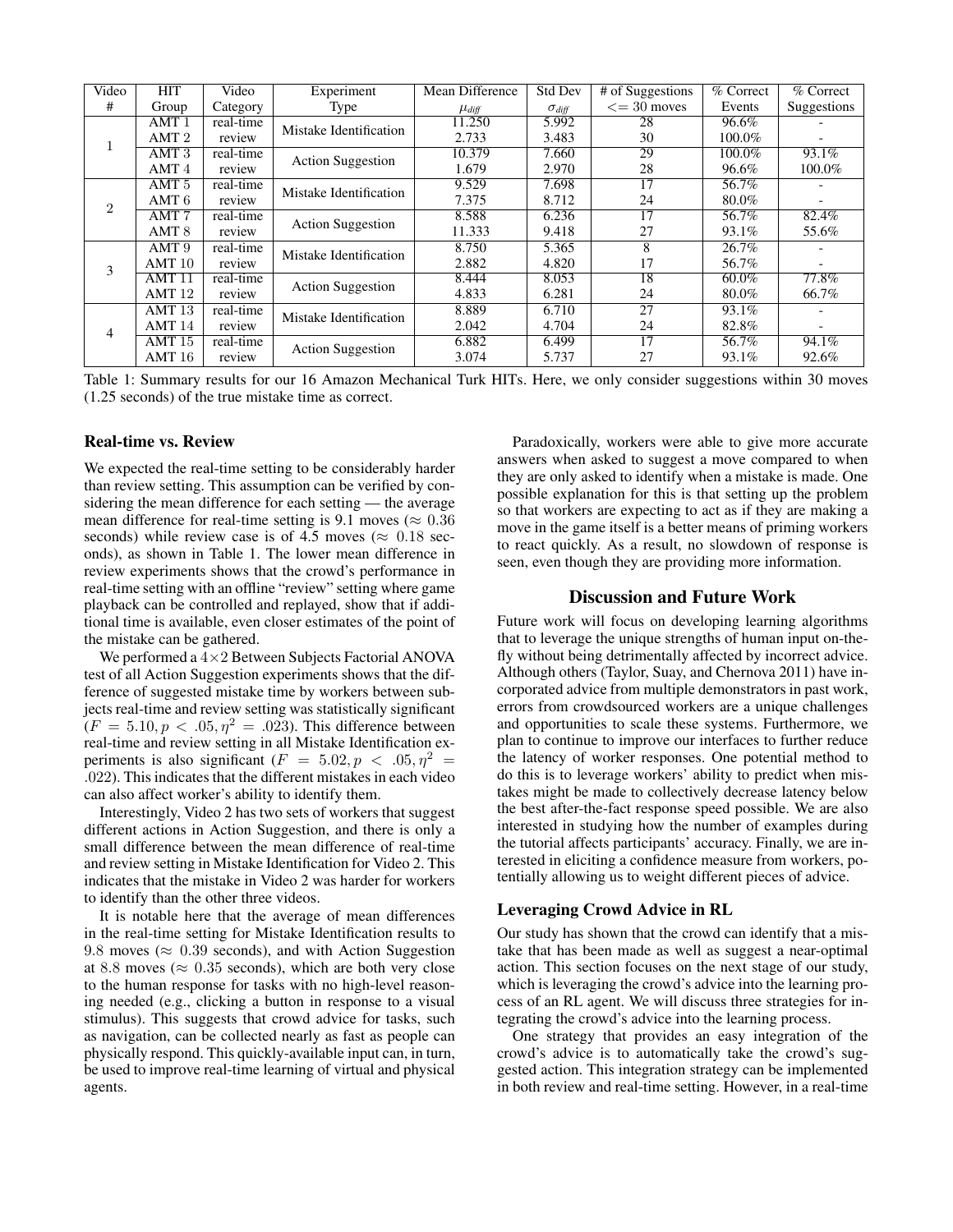| Video # | HIT Group | Video Category | Experiment Type | Mean Difference $\mu_{diff}$ | Std Dev $\sigma_{diff}$ | # of Suggestions $<= 30$ moves | % Correct Events | % Correct Suggestions |
|---|---|---|---|---|---|---|---|---|
| 1 | AMT 1 | real-time | Mistake Identification | 11.250 | 5.992 | 28 | 96.6% | - |
| | AMT 2 | review | | 2.733 | 3.483 | 30 | 100.0% | - |
| | AMT 3 | real-time | Action Suggestion | 10.379 | 7.660 | 29 | 100.0% | 93.1% |
| | AMT 4 | review | | 1.679 | 2.970 | 28 | 96.6% | 100.0% |
| 2 | AMT 5 | real-time | Mistake Identification | 9.529 | 7.698 | 17 | 56.7% | - |
| | AMT 6 | review | | 7.375 | 8.712 | 24 | 80.0% | - |
| | AMT 7 | real-time | Action Suggestion | 8.588 | 6.236 | 17 | 56.7% | 82.4% |
| | AMT 8 | review | | 11.333 | 9.418 | 27 | 93.1% | 55.6% |
| 3 | AMT 9 | real-time | Mistake Identification | 8.750 | 5.365 | 8 | 26.7% | - |
| | AMT 10 | review | | 2.882 | 4.820 | 17 | 56.7% | - |
| | AMT 11 | real-time | Action Suggestion | 8.444 | 8.053 | 18 | 60.0% | 77.8% |
| | AMT 12 | review | | 4.833 | 6.281 | 24 | 80.0% | 66.7% |
| 4 | AMT 13 | real-time | Mistake Identification | 8.889 | 6.710 | 27 | 93.1% | - |
| | AMT 14 | review | | 2.042 | 4.704 | 24 | 82.8% | - |
| | AMT 15 | real-time | Action Suggestion | 6.882 | 6.499 | 17 | 56.7% | 94.1% |
| | AMT 16 | review | | 3.074 | 5.737 | 27 | 93.1% | 92.6% |

Table 1: Summary results for our 16 Amazon Mechanical Turk HITs. Here, we only consider suggestions within 30 moves (1.25 seconds) of the true mistake time as correct.

### Real-time vs. Review

We expected the real-time setting to be considerably harder than review setting. This assumption can be verified by considering the mean difference for each setting — the average mean difference for real-time setting is 9.1 moves ($\approx 0.36$ seconds) while review case is of 4.5 moves ($\approx 0.18$ seconds), as shown in Table 1. The lower mean difference in review experiments shows that the crowd's performance in real-time setting with an offline "review" setting where game playback can be controlled and replayed, show that if additional time is available, even closer estimates of the point of the mistake can be gathered.

We performed a $4 \times 2$ Between Subjects Factorial ANOVA test of all Action Suggestion experiments shows that the difference of suggested mistake time by workers between subjects real-time and review setting was statistically significant ($F = 5.10, p < .05, \eta^2 = .023$). This difference between real-time and review setting in all Mistake Identification experiments is also significant ($F = 5.02, p < .05, \eta^2 = .022$). This indicates that the different mistakes in each video can also affect worker's ability to identify them.

Interestingly, Video 2 has two sets of workers that suggest different actions in Action Suggestion, and there is only a small difference between the mean difference of real-time and review setting in Mistake Identification for Video 2. This indicates that the mistake in Video 2 was harder for workers to identify than the other three videos.

It is notable here that the average of mean differences in the real-time setting for Mistake Identification results to 9.8 moves ($\approx 0.39$ seconds), and with Action Suggestion at 8.8 moves ($\approx 0.35$ seconds), which are both very close to the human response for tasks with no high-level reasoning needed (e.g., clicking a button in response to a visual stimulus). This suggests that crowd advice for tasks, such as navigation, can be collected nearly as fast as people can physically respond. This quickly-available input can, in turn, be used to improve real-time learning of virtual and physical agents.

Paradoxically, workers were able to give more accurate answers when asked to suggest a move compared to when they are only asked to identify when a mistake is made. One possible explanation for this is that setting up the problem so that workers are expecting to act as if they are making a move in the game itself is a better means of priming workers to react quickly. As a result, no slowdown of response is seen, even though they are providing more information.

## Discussion and Future Work

Future work will focus on developing learning algorithms that to leverage the unique strengths of human input on-the-fly without being detrimentally affected by incorrect advice. Although others (Taylor, Suay, and Chernova 2011) have incorporated advice from multiple demonstrators in past work, errors from crowdsourced workers are a unique challenges and opportunities to scale these systems. Furthermore, we plan to continue to improve our interfaces to further reduce the latency of worker responses. One potential method to do this is to leverage workers' ability to predict when mistakes might be made to collectively decrease latency below the best after-the-fact response speed possible. We are also interested in studying how the number of examples during the tutorial affects participants' accuracy. Finally, we are interested in eliciting a confidence measure from workers, potentially allowing us to weight different pieces of advice.

### Leveraging Crowd Advice in RL

Our study has shown that the crowd can identify that a mistake that has been made as well as suggest a near-optimal action. This section focuses on the next stage of our study, which is leveraging the crowd's advice into the learning process of an RL agent. We will discuss three strategies for integrating the crowd's advice into the learning process.

One strategy that provides an easy integration of the crowd's advice is to automatically take the crowd's suggested action. This integration strategy can be implemented in both review and real-time setting. However, in a real-time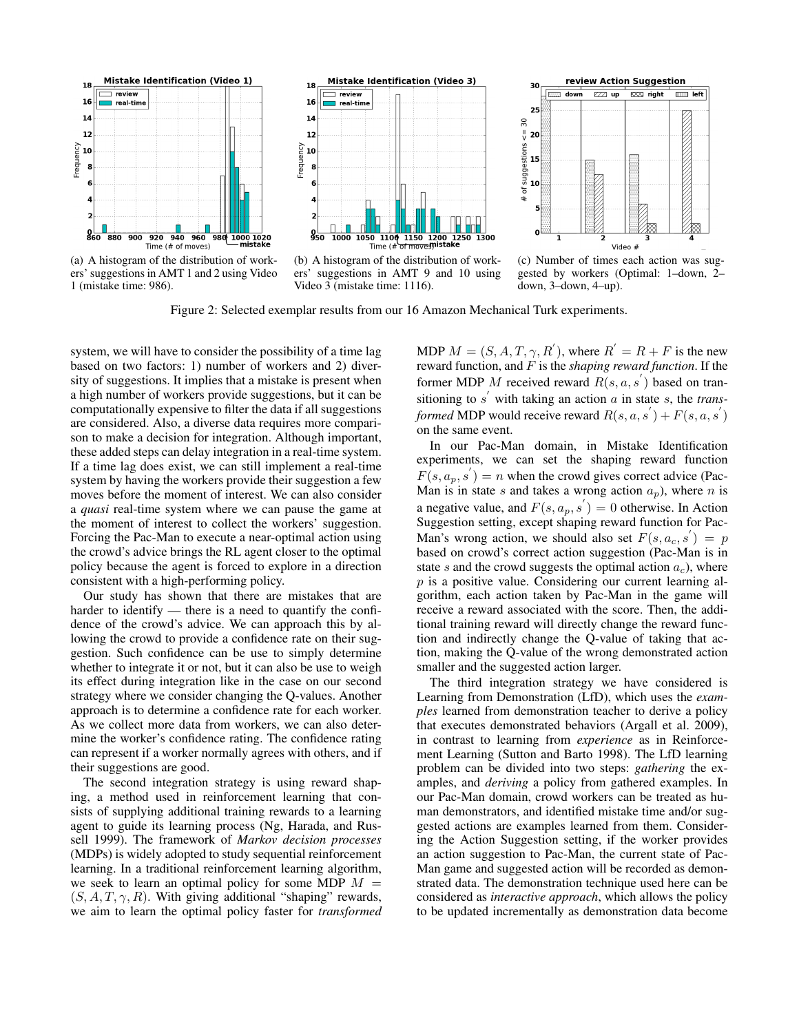(a) A histogram of the distribution of workers' suggestions in AMT 1 and 2 using Video 1 (mistake time: 986).

(b) A histogram of the distribution of workers' suggestions in AMT 9 and 10 using Video 3 (mistake time: 1116).

(c) Number of times each action was suggested by workers (Optimal: 1–down, 2–down, 3–down, 4–up).

Figure 2: Selected exemplar results from our 16 Amazon Mechanical Turk experiments.

system, we will have to consider the possibility of a time lag based on two factors: 1) number of workers and 2) diversity of suggestions. It implies that a mistake is present when a high number of workers provide suggestions, but it can be computationally expensive to filter the data if all suggestions are considered. Also, a diverse data requires more comparison to make a decision for integration. Although important, these added steps can delay integration in a real-time system. If a time lag does exist, we can still implement a real-time system by having the workers provide their suggestion a few moves before the moment of interest. We can also consider a *quasi* real-time system where we can pause the game at the moment of interest to collect the workers' suggestion. Forcing the Pac-Man to execute a near-optimal action using the crowd's advice brings the RL agent closer to the optimal policy because the agent is forced to explore in a direction consistent with a high-performing policy.

Our study has shown that there are mistakes that are harder to identify — there is a need to quantify the confidence of the crowd's advice. We can approach this by allowing the crowd to provide a confidence rate on their suggestion. Such confidence can be use to simply determine whether to integrate it or not, but it can also be use to weigh its effect during integration like in the case on our second strategy where we consider changing the Q-values. Another approach is to determine a confidence rate for each worker. As we collect more data from workers, we can also determine the worker's confidence rating. The confidence rating can represent if a worker normally agrees with others, and if their suggestions are good.

The second integration strategy is using reward shaping, a method used in reinforcement learning that consists of supplying additional training rewards to a learning agent to guide its learning process (Ng, Harada, and Russell 1999). The framework of *Markov decision processes* (MDPs) is widely adopted to study sequential reinforcement learning. In a traditional reinforcement learning algorithm, we seek to learn an optimal policy for some MDP $M = (S, A, T, \gamma, R)$. With giving additional "shaping" rewards, we aim to learn the optimal policy faster for *transformed* MDP $M = (S, A, T, \gamma, R^{'})$, where $R^{'} = R + F$ is the new reward function, and $F$ is the *shaping reward function*. If the former MDP $M$ received reward $R(s, a, s^{'})$ based on transitioning to $s^{'}$ with taking an action $a$ in state $s$, the *transformed* MDP would receive reward $R(s, a, s^{'}) + F(s, a, s^{'})$ on the same event.

In our Pac-Man domain, in Mistake Identification experiments, we can set the shaping reward function $F(s, a_p, s^{'}) = n$ when the crowd gives correct advice (Pac-Man is in state $s$ and takes a wrong action $a_p$), where $n$ is a negative value, and $F(s, a_p, s^{'}) = 0$ otherwise. In Action Suggestion setting, except shaping reward function for Pac-Man's wrong action, we should also set $F(s, a_c, s^{'}) = p$ based on crowd's correct action suggestion (Pac-Man is in state $s$ and the crowd suggests the optimal action $a_c$), where $p$ is a positive value. Considering our current learning algorithm, each action taken by Pac-Man in the game will receive a reward associated with the score. Then, the additional training reward will directly change the reward function and indirectly change the Q-value of taking that action, making the Q-value of the wrong demonstrated action smaller and the suggested action larger.

The third integration strategy we have considered is Learning from Demonstration (LfD), which uses the *examples* learned from demonstration teacher to derive a policy that executes demonstrated behaviors (Argall et al. 2009), in contrast to learning from *experience* as in Reinforcement Learning (Sutton and Barto 1998). The LfD learning problem can be divided into two steps: *gathering* the examples, and *deriving* a policy from gathered examples. In our Pac-Man domain, crowd workers can be treated as human demonstrators, and identified mistake time and/or suggested actions are examples learned from them. Considering the Action Suggestion setting, if the worker provides an action suggestion to Pac-Man, the current state of Pac-Man game and suggested action will be recorded as demonstrated data. The demonstration technique used here can be considered as *interactive approach*, which allows the policy to be updated incrementally as demonstration data become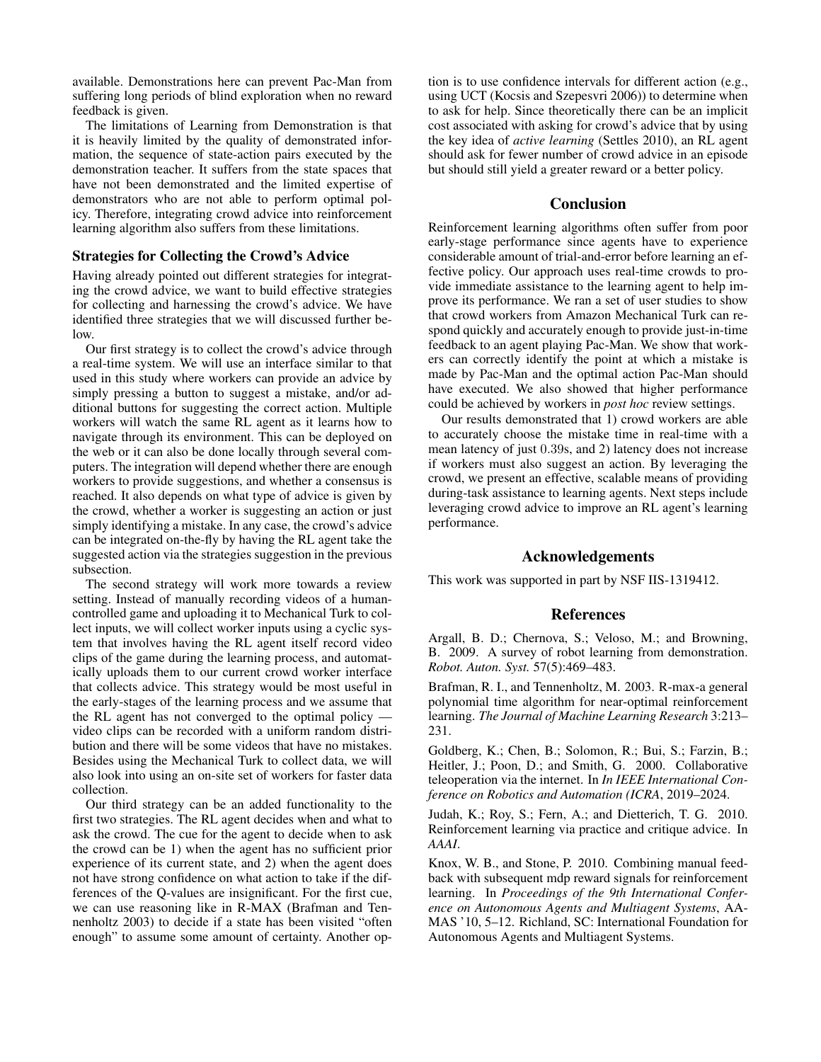available. Demonstrations here can prevent Pac-Man from suffering long periods of blind exploration when no reward feedback is given.

The limitations of Learning from Demonstration is that it is heavily limited by the quality of demonstrated information, the sequence of state-action pairs executed by the demonstration teacher. It suffers from the state spaces that have not been demonstrated and the limited expertise of demonstrators who are not able to perform optimal policy. Therefore, integrating crowd advice into reinforcement learning algorithm also suffers from these limitations.

### Strategies for Collecting the Crowd's Advice

Having already pointed out different strategies for integrating the crowd advice, we want to build effective strategies for collecting and harnessing the crowd's advice. We have identified three strategies that we will discussed further below.

Our first strategy is to collect the crowd's advice through a real-time system. We will use an interface similar to that used in this study where workers can provide an advice by simply pressing a button to suggest a mistake, and/or additional buttons for suggesting the correct action. Multiple workers will watch the same RL agent as it learns how to navigate through its environment. This can be deployed on the web or it can also be done locally through several computers. The integration will depend whether there are enough workers to provide suggestions, and whether a consensus is reached. It also depends on what type of advice is given by the crowd, whether a worker is suggesting an action or just simply identifying a mistake. In any case, the crowd's advice can be integrated on-the-fly by having the RL agent take the suggested action via the strategies suggestion in the previous subsection.

The second strategy will work more towards a review setting. Instead of manually recording videos of a human-controlled game and uploading it to Mechanical Turk to collect inputs, we will collect worker inputs using a cyclic system that involves having the RL agent itself record video clips of the game during the learning process, and automatically uploads them to our current crowd worker interface that collects advice. This strategy would be most useful in the early-stages of the learning process and we assume that the RL agent has not converged to the optimal policy — video clips can be recorded with a uniform random distribution and there will be some videos that have no mistakes. Besides using the Mechanical Turk to collect data, we will also look into using an on-site set of workers for faster data collection.

Our third strategy can be an added functionality to the first two strategies. The RL agent decides when and what to ask the crowd. The cue for the agent to decide when to ask the crowd can be 1) when the agent has no sufficient prior experience of its current state, and 2) when the agent does not have strong confidence on what action to take if the differences of the Q-values are insignificant. For the first cue, we can use reasoning like in R-MAX (Brafman and Tennenholtz 2003) to decide if a state has been visited "often enough" to assume some amount of certainty. Another option is to use confidence intervals for different action (e.g., using UCT (Kocsis and Szepesvri 2006)) to determine when to ask for help. Since theoretically there can be an implicit cost associated with asking for crowd's advice that by using the key idea of *active learning* (Settles 2010), an RL agent should ask for fewer number of crowd advice in an episode but should still yield a greater reward or a better policy.

## Conclusion

Reinforcement learning algorithms often suffer from poor early-stage performance since agents have to experience considerable amount of trial-and-error before learning an effective policy. Our approach uses real-time crowds to provide immediate assistance to the learning agent to help improve its performance. We ran a set of user studies to show that crowd workers from Amazon Mechanical Turk can respond quickly and accurately enough to provide just-in-time feedback to an agent playing Pac-Man. We show that workers can correctly identify the point at which a mistake is made by Pac-Man and the optimal action Pac-Man should have executed. We also showed that higher performance could be achieved by workers in *post hoc* review settings.

Our results demonstrated that 1) crowd workers are able to accurately choose the mistake time in real-time with a mean latency of just $0.39$s, and 2) latency does not increase if workers must also suggest an action. By leveraging the crowd, we present an effective, scalable means of providing during-task assistance to learning agents. Next steps include leveraging crowd advice to improve an RL agent's learning performance.

## Acknowledgements

This work was supported in part by NSF IIS-1319412.

## References

Argall, B. D.; Chernova, S.; Veloso, M.; and Browning, B. 2009. A survey of robot learning from demonstration. *Robot. Auton. Syst.* 57(5):469–483.

Brafman, R. I., and Tennenholtz, M. 2003. R-max-a general polynomial time algorithm for near-optimal reinforcement learning. *The Journal of Machine Learning Research* 3:213–231.

Goldberg, K.; Chen, B.; Solomon, R.; Bui, S.; Farzin, B.; Heitler, J.; Poon, D.; and Smith, G. 2000. Collaborative teleoperation via the internet. In *In IEEE International Conference on Robotics and Automation (ICRA*, 2019–2024.

Judah, K.; Roy, S.; Fern, A.; and Dietterich, T. G. 2010. Reinforcement learning via practice and critique advice. In *AAAI*.

Knox, W. B., and Stone, P. 2010. Combining manual feedback with subsequent mdp reward signals for reinforcement learning. In *Proceedings of the 9th International Conference on Autonomous Agents and Multiagent Systems*, AAMAS '10, 5–12. Richland, SC: International Foundation for Autonomous Agents and Multiagent Systems.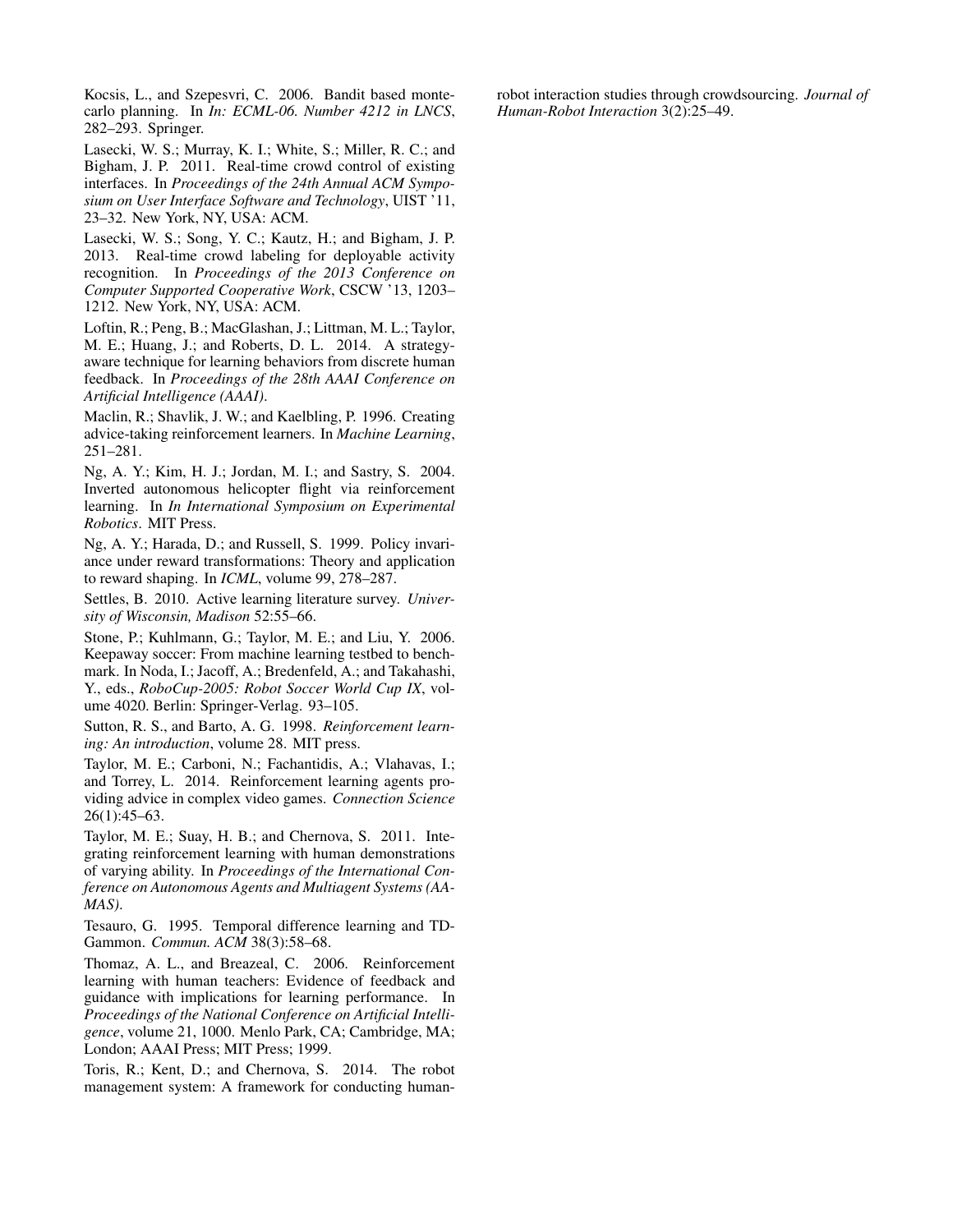Kocsis, L., and Szepesvri, C. 2006. Bandit based monte-carlo planning. In *In: ECML-06. Number 4212 in LNCS*, 282–293. Springer.

Lasecki, W. S.; Murray, K. I.; White, S.; Miller, R. C.; and Bigham, J. P. 2011. Real-time crowd control of existing interfaces. In *Proceedings of the 24th Annual ACM Symposium on User Interface Software and Technology*, UIST '11, 23–32. New York, NY, USA: ACM.

Lasecki, W. S.; Song, Y. C.; Kautz, H.; and Bigham, J. P. 2013. Real-time crowd labeling for deployable activity recognition. In *Proceedings of the 2013 Conference on Computer Supported Cooperative Work*, CSCW '13, 1203–1212. New York, NY, USA: ACM.

Loftin, R.; Peng, B.; MacGlashan, J.; Littman, M. L.; Taylor, M. E.; Huang, J.; and Roberts, D. L. 2014. A strategy-aware technique for learning behaviors from discrete human feedback. In *Proceedings of the 28th AAAI Conference on Artificial Intelligence (AAAI)*.

Maclin, R.; Shavlik, J. W.; and Kaelbling, P. 1996. Creating advice-taking reinforcement learners. In *Machine Learning*, 251–281.

Ng, A. Y.; Kim, H. J.; Jordan, M. I.; and Sastry, S. 2004. Inverted autonomous helicopter flight via reinforcement learning. In *In International Symposium on Experimental Robotics*. MIT Press.

Ng, A. Y.; Harada, D.; and Russell, S. 1999. Policy invariance under reward transformations: Theory and application to reward shaping. In *ICML*, volume 99, 278–287.

Settles, B. 2010. Active learning literature survey. *University of Wisconsin, Madison* 52:55–66.

Stone, P.; Kuhlmann, G.; Taylor, M. E.; and Liu, Y. 2006. Keepaway soccer: From machine learning testbed to benchmark. In Noda, I.; Jacoff, A.; Bredenfeld, A.; and Takahashi, Y., eds., *RoboCup-2005: Robot Soccer World Cup IX*, volume 4020. Berlin: Springer-Verlag. 93–105.

Sutton, R. S., and Barto, A. G. 1998. *Reinforcement learning: An introduction*, volume 28. MIT press.

Taylor, M. E.; Carboni, N.; Fachantidis, A.; Vlahavas, I.; and Torrey, L. 2014. Reinforcement learning agents providing advice in complex video games. *Connection Science* 26(1):45–63.

Taylor, M. E.; Suay, H. B.; and Chernova, S. 2011. Integrating reinforcement learning with human demonstrations of varying ability. In *Proceedings of the International Conference on Autonomous Agents and Multiagent Systems (AAMAS)*.

Tesauro, G. 1995. Temporal difference learning and TD-Gammon. *Commun. ACM* 38(3):58–68.

Thomaz, A. L., and Breazeal, C. 2006. Reinforcement learning with human teachers: Evidence of feedback and guidance with implications for learning performance. In *Proceedings of the National Conference on Artificial Intelligence*, volume 21, 1000. Menlo Park, CA; Cambridge, MA; London; AAAI Press; MIT Press; 1999.

Toris, R.; Kent, D.; and Chernova, S. 2014. The robot management system: A framework for conducting human-robot interaction studies through crowdsourcing. *Journal of Human-Robot Interaction* 3(2):25–49.